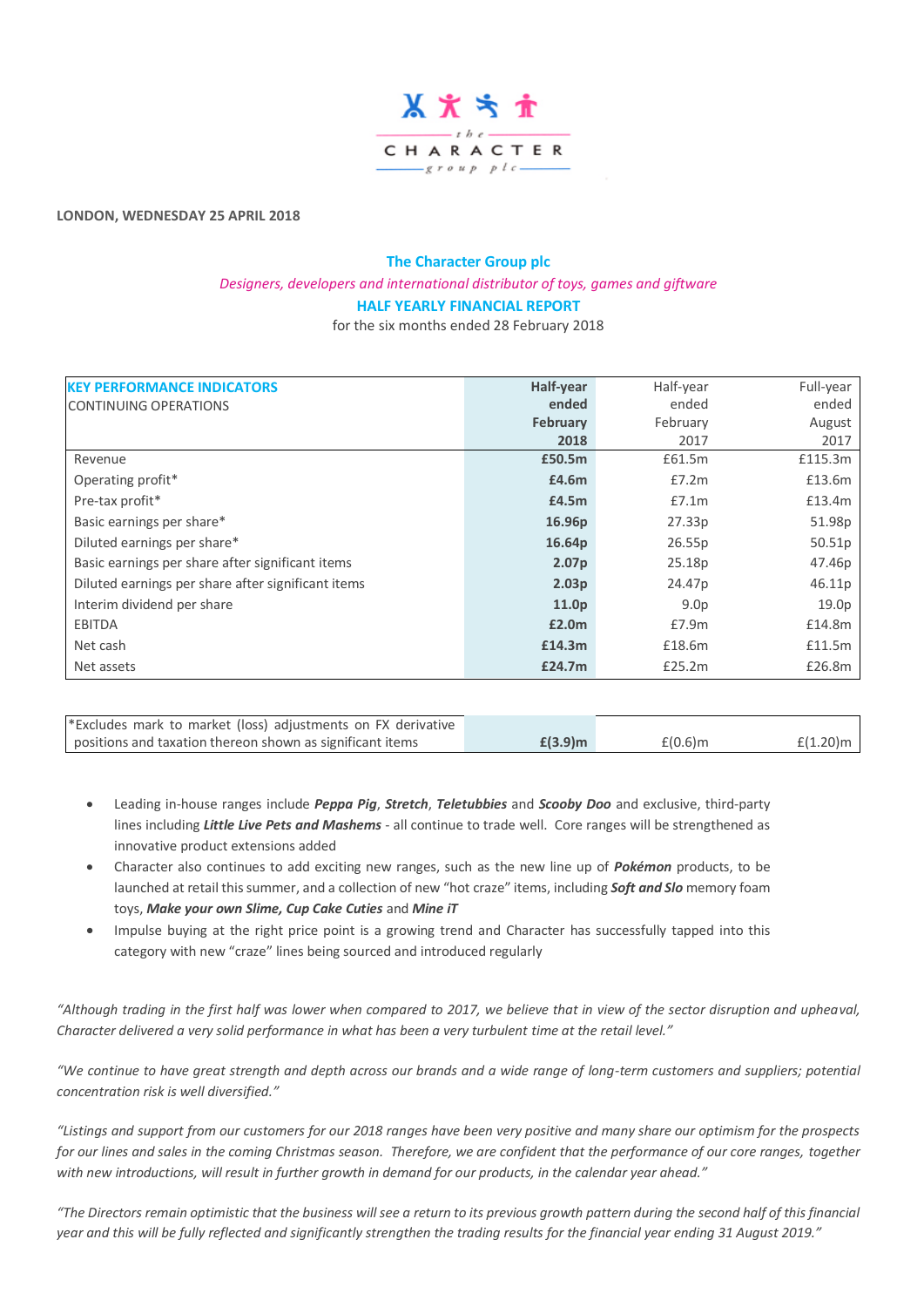LONDON, WEDNESDAY 25 APRIL 2018

## The Character Group plc

*Designers, developers and international distributor of toys, games and giftware*

## HALF YEARLY FINANCIAL REPORT

for the six months ended 28 February 2018

| KEY PERFORMANCE INDICATORS<br>CONTINUING OPERATIONS | **Half-year ended February 2018** | Half-year ended February 2017 | Full-year ended August 2017 |
|---|---|---|---|
| Revenue | **£50.5m** | £61.5m | £115.3m |
| Operating profit* | **£4.6m** | £7.2m | £13.6m |
| Pre-tax profit* | **£4.5m** | £7.1m | £13.4m |
| Basic earnings per share* | **16.96p** | 27.33p | 51.98p |
| Diluted earnings per share* | **16.64p** | 26.55p | 50.51p |
| Basic earnings per share after significant items | **2.07p** | 25.18p | 47.46p |
| Diluted earnings per share after significant items | **2.03p** | 24.47p | 46.11p |
| Interim dividend per share | **11.0p** | 9.0p | 19.0p |
| EBITDA | **£2.0m** | £7.9m | £14.8m |
| Net cash | **£14.3m** | £18.6m | £11.5m |
| Net assets | **£24.7m** | £25.2m | £26.8m |

| | | | |
|---|---|---|---|
| *Excludes mark to market (loss) adjustments on FX derivative positions and taxation thereon shown as significant items | **£(3.9)m** | £(0.6)m | £(1.20)m |

- Leading in-house ranges include ***Peppa Pig***, ***Stretch***, ***Teletubbies*** and ***Scooby Doo*** and exclusive, third-party lines including ***Little Live Pets and Mashems*** - all continue to trade well. Core ranges will be strengthened as innovative product extensions added
- Character also continues to add exciting new ranges, such as the new line up of ***Pokémon*** products, to be launched at retail this summer, and a collection of new "hot craze" items, including ***Soft and Slo*** memory foam toys, ***Make your own Slime, Cup Cake Cuties*** and ***Mine iT***
- Impulse buying at the right price point is a growing trend and Character has successfully tapped into this category with new "craze" lines being sourced and introduced regularly

*"Although trading in the first half was lower when compared to 2017, we believe that in view of the sector disruption and upheaval, Character delivered a very solid performance in what has been a very turbulent time at the retail level."*

*"We continue to have great strength and depth across our brands and a wide range of long-term customers and suppliers; potential concentration risk is well diversified."*

*"Listings and support from our customers for our 2018 ranges have been very positive and many share our optimism for the prospects for our lines and sales in the coming Christmas season. Therefore, we are confident that the performance of our core ranges, together with new introductions, will result in further growth in demand for our products, in the calendar year ahead."*

*"The Directors remain optimistic that the business will see a return to its previous growth pattern during the second half of this financial year and this will be fully reflected and significantly strengthen the trading results for the financial year ending 31 August 2019."*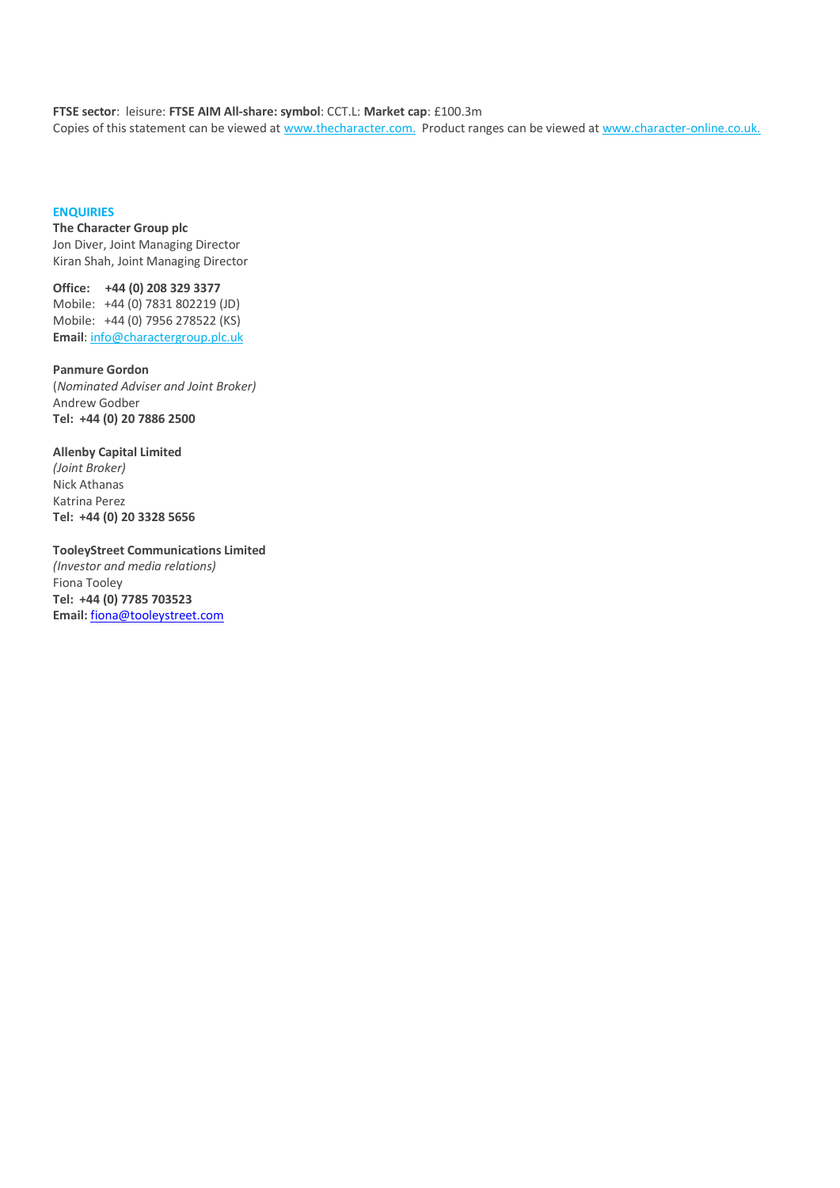**FTSE sector**: leisure: **FTSE AIM All-share: symbol**: CCT.L: **Market cap**: £100.3m
Copies of this statement can be viewed at www.thecharacter.com. Product ranges can be viewed at www.character-online.co.uk.

## ENQUIRIES

**The Character Group plc**
Jon Diver, Joint Managing Director
Kiran Shah, Joint Managing Director

**Office: +44 (0) 208 329 3377**
Mobile: +44 (0) 7831 802219 (JD)
Mobile: +44 (0) 7956 278522 (KS)
**Email**: info@charactergroup.plc.uk

**Panmure Gordon**
(*Nominated Adviser and Joint Broker)*
Andrew Godber
**Tel: +44 (0) 20 7886 2500**

**Allenby Capital Limited**
*(Joint Broker)*
Nick Athanas
Katrina Perez
**Tel: +44 (0) 20 3328 5656**

**TooleyStreet Communications Limited**
*(Investor and media relations)*
Fiona Tooley
**Tel: +44 (0) 7785 703523**
**Email:** fiona@tooleystreet.com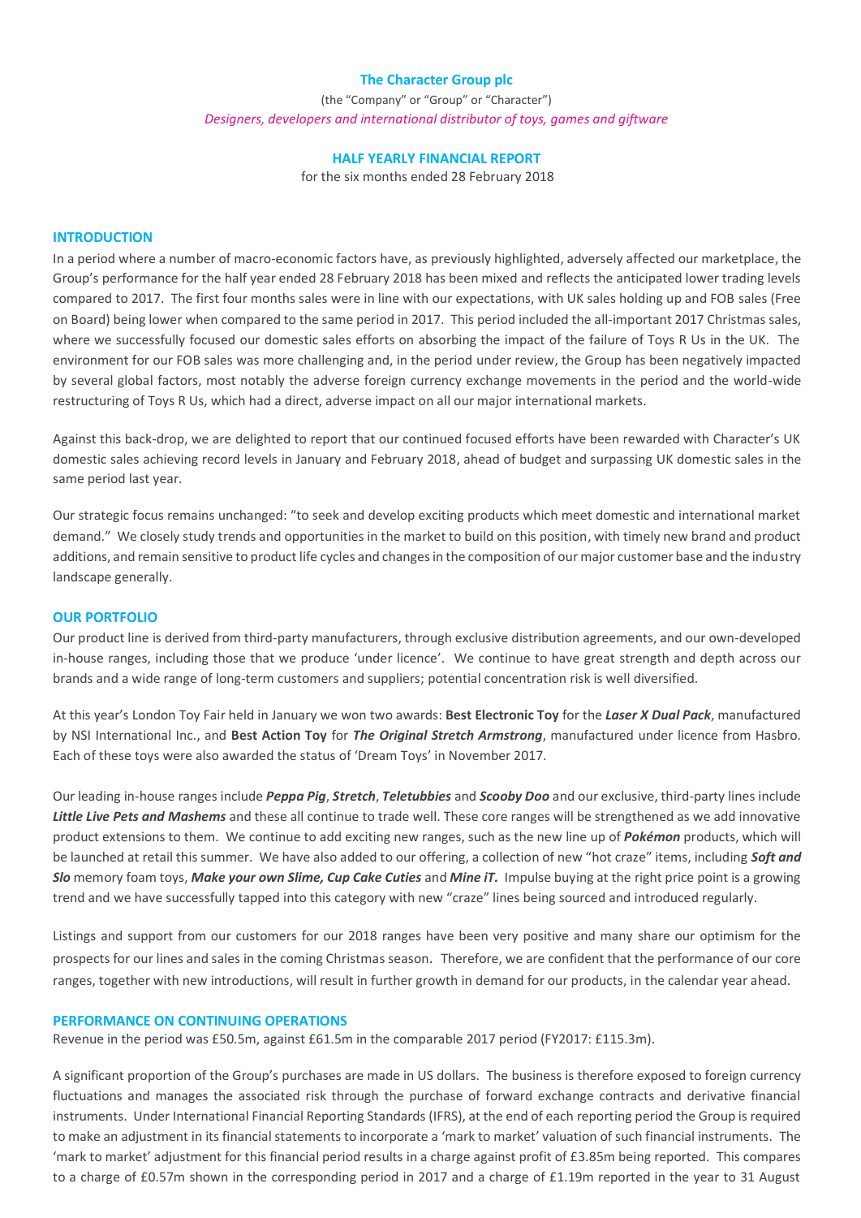## The Character Group plc

(the "Company" or "Group" or "Character")

*Designers, developers and international distributor of toys, games and giftware*

## HALF YEARLY FINANCIAL REPORT

for the six months ended 28 February 2018

### INTRODUCTION

In a period where a number of macro-economic factors have, as previously highlighted, adversely affected our marketplace, the Group's performance for the half year ended 28 February 2018 has been mixed and reflects the anticipated lower trading levels compared to 2017. The first four months sales were in line with our expectations, with UK sales holding up and FOB sales (Free on Board) being lower when compared to the same period in 2017. This period included the all-important 2017 Christmas sales, where we successfully focused our domestic sales efforts on absorbing the impact of the failure of Toys R Us in the UK. The environment for our FOB sales was more challenging and, in the period under review, the Group has been negatively impacted by several global factors, most notably the adverse foreign currency exchange movements in the period and the world-wide restructuring of Toys R Us, which had a direct, adverse impact on all our major international markets.

Against this back-drop, we are delighted to report that our continued focused efforts have been rewarded with Character's UK domestic sales achieving record levels in January and February 2018, ahead of budget and surpassing UK domestic sales in the same period last year.

Our strategic focus remains unchanged: "to seek and develop exciting products which meet domestic and international market demand." We closely study trends and opportunities in the market to build on this position, with timely new brand and product additions, and remain sensitive to product life cycles and changes in the composition of our major customer base and the industry landscape generally.

### OUR PORTFOLIO

Our product line is derived from third-party manufacturers, through exclusive distribution agreements, and our own-developed in-house ranges, including those that we produce 'under licence'. We continue to have great strength and depth across our brands and a wide range of long-term customers and suppliers; potential concentration risk is well diversified.

At this year's London Toy Fair held in January we won two awards: **Best Electronic Toy** for the ***Laser X Dual Pack***, manufactured by NSI International Inc., and **Best Action Toy** for ***The Original Stretch Armstrong***, manufactured under licence from Hasbro. Each of these toys were also awarded the status of 'Dream Toys' in November 2017.

Our leading in-house ranges include ***Peppa Pig***, ***Stretch***, ***Teletubbies*** and ***Scooby Doo*** and our exclusive, third-party lines include ***Little Live Pets and Mashems*** and these all continue to trade well. These core ranges will be strengthened as we add innovative product extensions to them. We continue to add exciting new ranges, such as the new line up of ***Pokémon*** products, which will be launched at retail this summer. We have also added to our offering, a collection of new "hot craze" items, including ***Soft and Slo*** memory foam toys, ***Make your own Slime, Cup Cake Cuties*** and ***Mine iT.*** Impulse buying at the right price point is a growing trend and we have successfully tapped into this category with new "craze" lines being sourced and introduced regularly.

Listings and support from our customers for our 2018 ranges have been very positive and many share our optimism for the prospects for our lines and sales in the coming Christmas season. Therefore, we are confident that the performance of our core ranges, together with new introductions, will result in further growth in demand for our products, in the calendar year ahead.

### PERFORMANCE ON CONTINUING OPERATIONS

Revenue in the period was £50.5m, against £61.5m in the comparable 2017 period (FY2017: £115.3m).

A significant proportion of the Group's purchases are made in US dollars. The business is therefore exposed to foreign currency fluctuations and manages the associated risk through the purchase of forward exchange contracts and derivative financial instruments. Under International Financial Reporting Standards (IFRS), at the end of each reporting period the Group is required to make an adjustment in its financial statements to incorporate a 'mark to market' valuation of such financial instruments. The 'mark to market' adjustment for this financial period results in a charge against profit of £3.85m being reported. This compares to a charge of £0.57m shown in the corresponding period in 2017 and a charge of £1.19m reported in the year to 31 August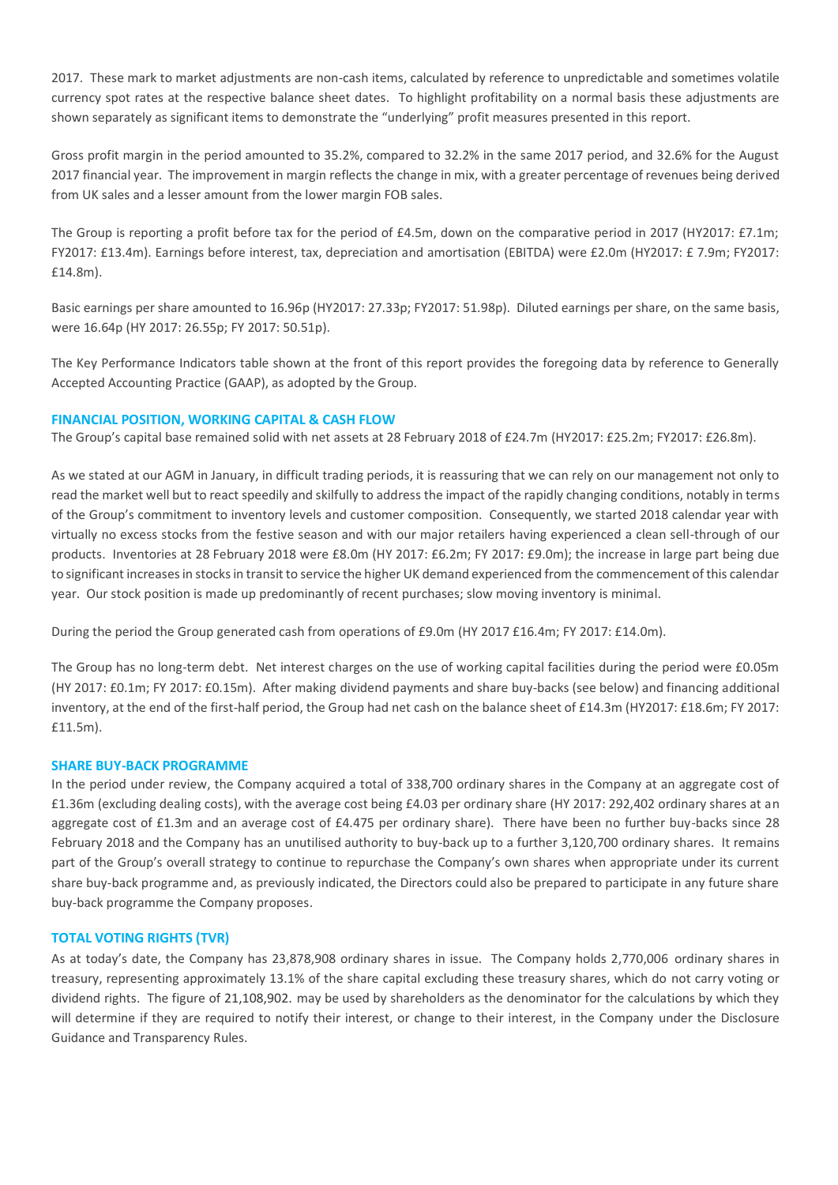2017. These mark to market adjustments are non-cash items, calculated by reference to unpredictable and sometimes volatile currency spot rates at the respective balance sheet dates. To highlight profitability on a normal basis these adjustments are shown separately as significant items to demonstrate the "underlying" profit measures presented in this report.

Gross profit margin in the period amounted to 35.2%, compared to 32.2% in the same 2017 period, and 32.6% for the August 2017 financial year. The improvement in margin reflects the change in mix, with a greater percentage of revenues being derived from UK sales and a lesser amount from the lower margin FOB sales.

The Group is reporting a profit before tax for the period of £4.5m, down on the comparative period in 2017 (HY2017: £7.1m; FY2017: £13.4m). Earnings before interest, tax, depreciation and amortisation (EBITDA) were £2.0m (HY2017: £ 7.9m; FY2017: £14.8m).

Basic earnings per share amounted to 16.96p (HY2017: 27.33p; FY2017: 51.98p). Diluted earnings per share, on the same basis, were 16.64p (HY 2017: 26.55p; FY 2017: 50.51p).

The Key Performance Indicators table shown at the front of this report provides the foregoing data by reference to Generally Accepted Accounting Practice (GAAP), as adopted by the Group.

## FINANCIAL POSITION, WORKING CAPITAL & CASH FLOW

The Group's capital base remained solid with net assets at 28 February 2018 of £24.7m (HY2017: £25.2m; FY2017: £26.8m).

As we stated at our AGM in January, in difficult trading periods, it is reassuring that we can rely on our management not only to read the market well but to react speedily and skilfully to address the impact of the rapidly changing conditions, notably in terms of the Group's commitment to inventory levels and customer composition. Consequently, we started 2018 calendar year with virtually no excess stocks from the festive season and with our major retailers having experienced a clean sell-through of our products. Inventories at 28 February 2018 were £8.0m (HY 2017: £6.2m; FY 2017: £9.0m); the increase in large part being due to significant increases in stocks in transit to service the higher UK demand experienced from the commencement of this calendar year. Our stock position is made up predominantly of recent purchases; slow moving inventory is minimal.

During the period the Group generated cash from operations of £9.0m (HY 2017 £16.4m; FY 2017: £14.0m).

The Group has no long-term debt. Net interest charges on the use of working capital facilities during the period were £0.05m (HY 2017: £0.1m; FY 2017: £0.15m). After making dividend payments and share buy-backs (see below) and financing additional inventory, at the end of the first-half period, the Group had net cash on the balance sheet of £14.3m (HY2017: £18.6m; FY 2017: £11.5m).

## SHARE BUY-BACK PROGRAMME

In the period under review, the Company acquired a total of 338,700 ordinary shares in the Company at an aggregate cost of £1.36m (excluding dealing costs), with the average cost being £4.03 per ordinary share (HY 2017: 292,402 ordinary shares at an aggregate cost of £1.3m and an average cost of £4.475 per ordinary share). There have been no further buy-backs since 28 February 2018 and the Company has an unutilised authority to buy-back up to a further 3,120,700 ordinary shares. It remains part of the Group's overall strategy to continue to repurchase the Company's own shares when appropriate under its current share buy-back programme and, as previously indicated, the Directors could also be prepared to participate in any future share buy-back programme the Company proposes.

## TOTAL VOTING RIGHTS (TVR)

As at today's date, the Company has 23,878,908 ordinary shares in issue. The Company holds 2,770,006 ordinary shares in treasury, representing approximately 13.1% of the share capital excluding these treasury shares, which do not carry voting or dividend rights. The figure of 21,108,902. may be used by shareholders as the denominator for the calculations by which they will determine if they are required to notify their interest, or change to their interest, in the Company under the Disclosure Guidance and Transparency Rules.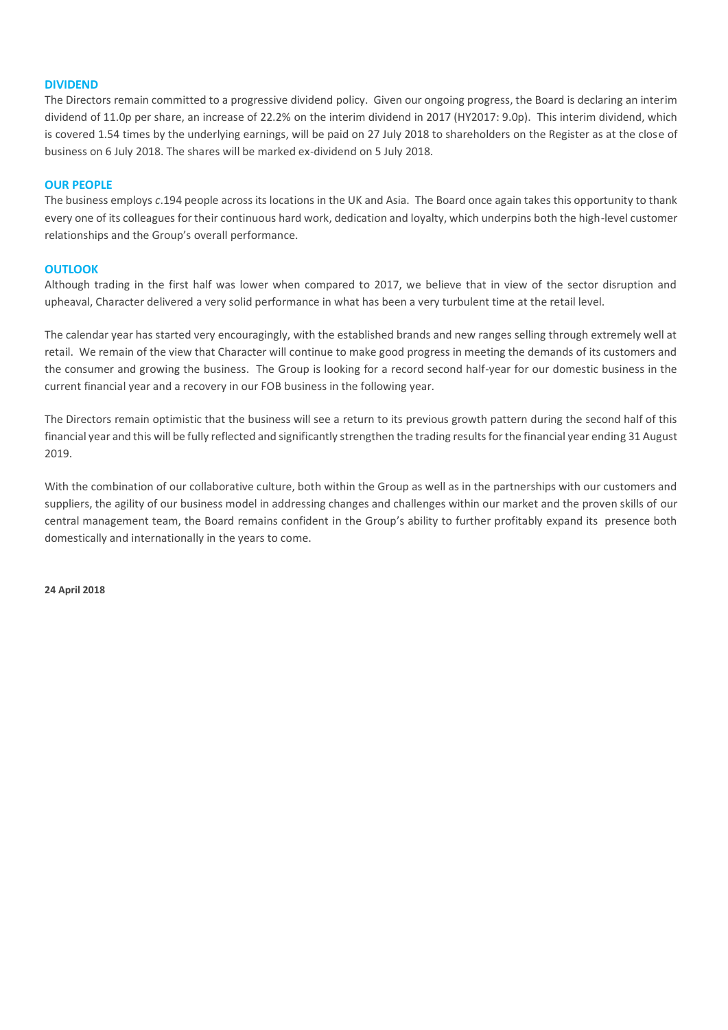## DIVIDEND

The Directors remain committed to a progressive dividend policy. Given our ongoing progress, the Board is declaring an interim dividend of 11.0p per share, an increase of 22.2% on the interim dividend in 2017 (HY2017: 9.0p). This interim dividend, which is covered 1.54 times by the underlying earnings, will be paid on 27 July 2018 to shareholders on the Register as at the close of business on 6 July 2018. The shares will be marked ex-dividend on 5 July 2018.

## OUR PEOPLE

The business employs *c*.194 people across its locations in the UK and Asia. The Board once again takes this opportunity to thank every one of its colleagues for their continuous hard work, dedication and loyalty, which underpins both the high-level customer relationships and the Group's overall performance.

## OUTLOOK

Although trading in the first half was lower when compared to 2017, we believe that in view of the sector disruption and upheaval, Character delivered a very solid performance in what has been a very turbulent time at the retail level.

The calendar year has started very encouragingly, with the established brands and new ranges selling through extremely well at retail. We remain of the view that Character will continue to make good progress in meeting the demands of its customers and the consumer and growing the business. The Group is looking for a record second half-year for our domestic business in the current financial year and a recovery in our FOB business in the following year.

The Directors remain optimistic that the business will see a return to its previous growth pattern during the second half of this financial year and this will be fully reflected and significantly strengthen the trading results for the financial year ending 31 August 2019.

With the combination of our collaborative culture, both within the Group as well as in the partnerships with our customers and suppliers, the agility of our business model in addressing changes and challenges within our market and the proven skills of our central management team, the Board remains confident in the Group's ability to further profitably expand its presence both domestically and internationally in the years to come.

**24 April 2018**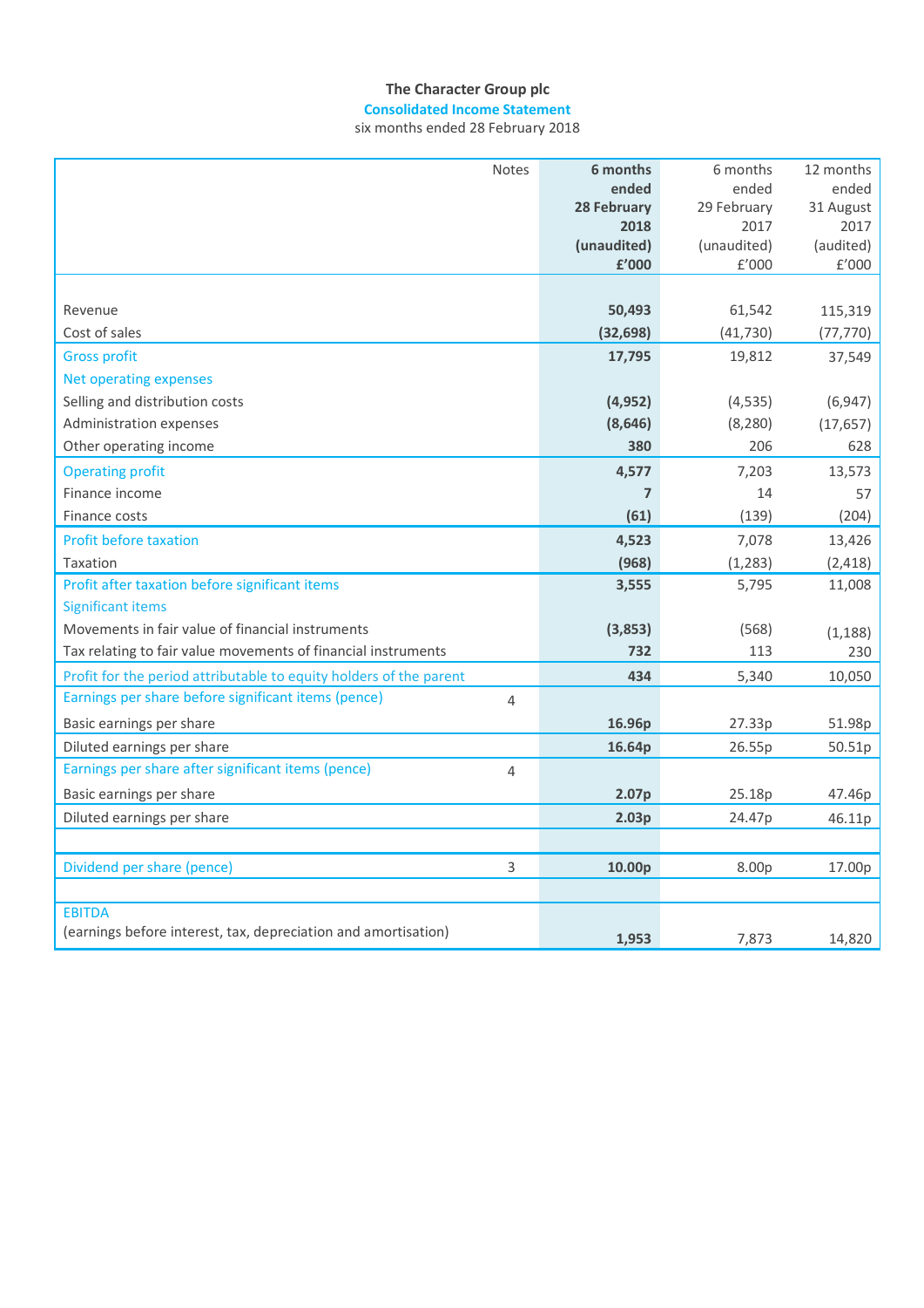# The Character Group plc

## Consolidated Income Statement

six months ended 28 February 2018

| | Notes | **6 months ended 28 February 2018 (unaudited) £'000** | 6 months ended 29 February 2017 (unaudited) £'000 | 12 months ended 31 August 2017 (audited) £'000 |
|---|---|---|---|---|
| Revenue | | **50,493** | 61,542 | 115,319 |
| Cost of sales | | **(32,698)** | (41,730) | (77,770) |
| Gross profit | | **17,795** | 19,812 | 37,549 |
| Net operating expenses | | | | |
| Selling and distribution costs | | **(4,952)** | (4,535) | (6,947) |
| Administration expenses | | **(8,646)** | (8,280) | (17,657) |
| Other operating income | | **380** | 206 | 628 |
| Operating profit | | **4,577** | 7,203 | 13,573 |
| Finance income | | **7** | 14 | 57 |
| Finance costs | | **(61)** | (139) | (204) |
| Profit before taxation | | **4,523** | 7,078 | 13,426 |
| Taxation | | **(968)** | (1,283) | (2,418) |
| Profit after taxation before significant items | | **3,555** | 5,795 | 11,008 |
| Significant items | | | | |
| Movements in fair value of financial instruments | | **(3,853)** | (568) | (1,188) |
| Tax relating to fair value movements of financial instruments | | **732** | 113 | 230 |
| Profit for the period attributable to equity holders of the parent | | **434** | 5,340 | 10,050 |
| Earnings per share before significant items (pence) | 4 | | | |
| Basic earnings per share | | **16.96p** | 27.33p | 51.98p |
| Diluted earnings per share | | **16.64p** | 26.55p | 50.51p |
| Earnings per share after significant items (pence) | 4 | | | |
| Basic earnings per share | | **2.07p** | 25.18p | 47.46p |
| Diluted earnings per share | | **2.03p** | 24.47p | 46.11p |
| | | | | |
| Dividend per share (pence) | 3 | **10.00p** | 8.00p | 17.00p |
| | | | | |
| EBITDA (earnings before interest, tax, depreciation and amortisation) | | **1,953** | 7,873 | 14,820 |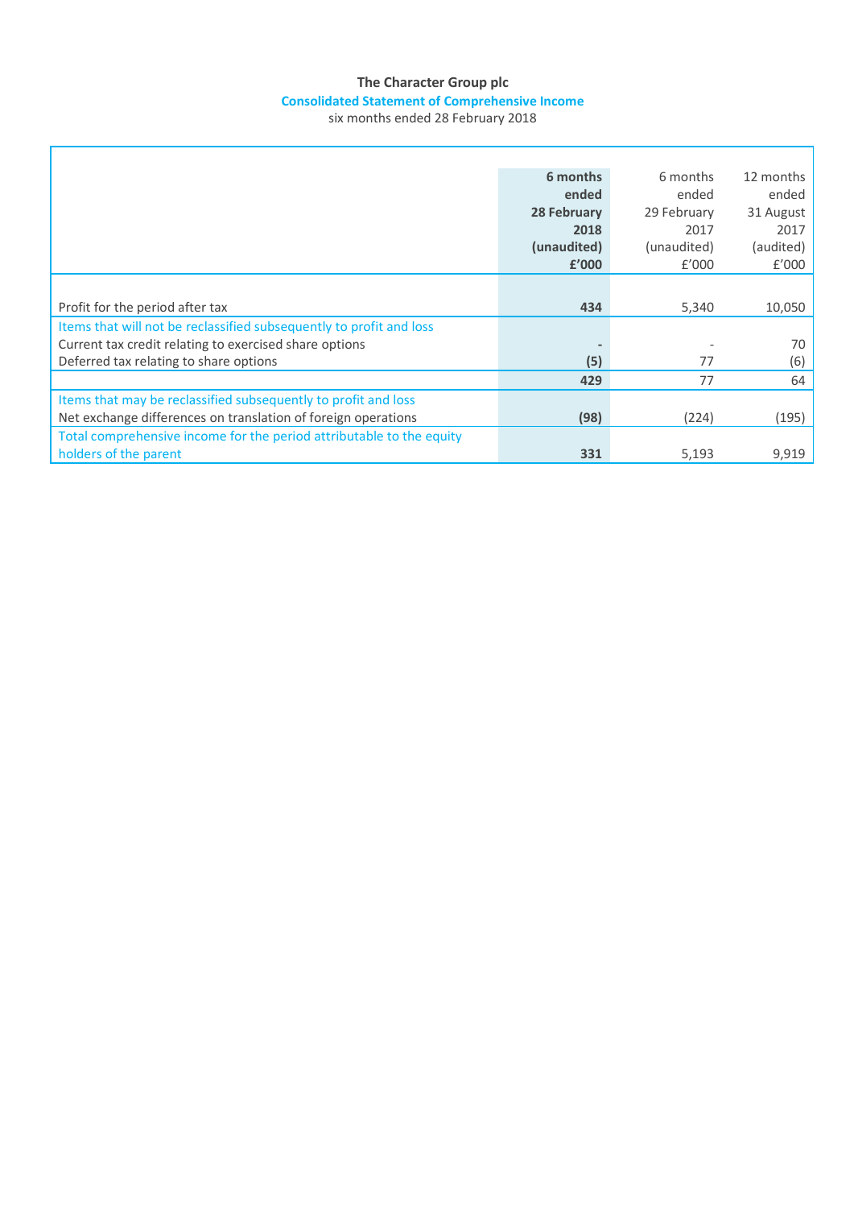# The Character Group plc

## Consolidated Statement of Comprehensive Income

six months ended 28 February 2018

| | **6 months ended 28 February 2018 (unaudited) £'000** | 6 months ended 29 February 2017 (unaudited) £'000 | 12 months ended 31 August 2017 (audited) £'000 |
|---|---|---|---|
| Profit for the period after tax | **434** | 5,340 | 10,050 |
| Items that will not be reclassified subsequently to profit and loss | | | |
| Current tax credit relating to exercised share options | **-** | - | 70 |
| Deferred tax relating to share options | **(5)** | 77 | (6) |
| | **429** | 77 | 64 |
| Items that may be reclassified subsequently to profit and loss | | | |
| Net exchange differences on translation of foreign operations | **(98)** | (224) | (195) |
| Total comprehensive income for the period attributable to the equity holders of the parent | **331** | 5,193 | 9,919 |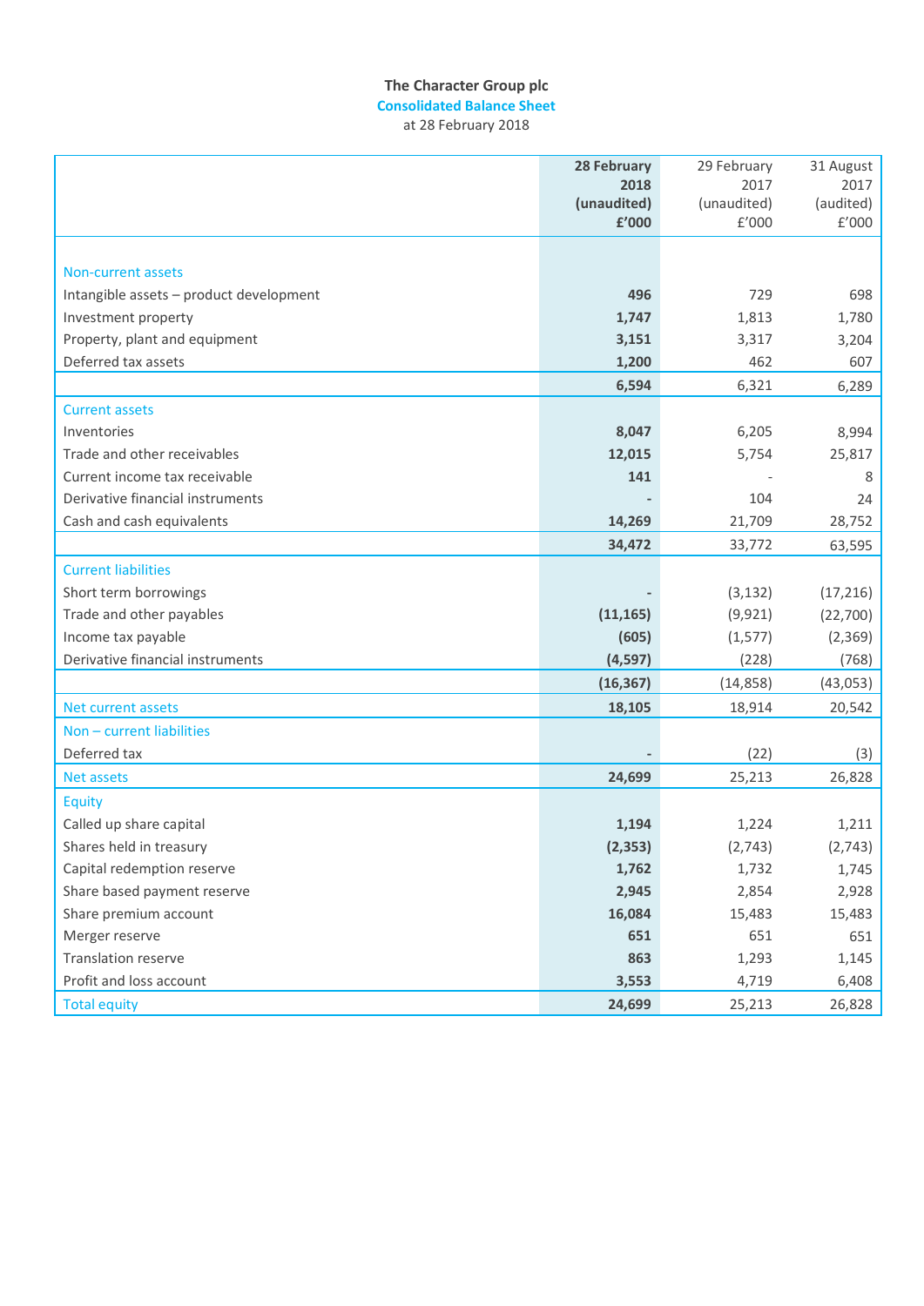# The Character Group plc

## Consolidated Balance Sheet

at 28 February 2018

| | **28 February 2018 (unaudited) £'000** | 29 February 2017 (unaudited) £'000 | 31 August 2017 (audited) £'000 |
|---|---|---|---|
| **Non-current assets** | | | |
| Intangible assets – product development | **496** | 729 | 698 |
| Investment property | **1,747** | 1,813 | 1,780 |
| Property, plant and equipment | **3,151** | 3,317 | 3,204 |
| Deferred tax assets | **1,200** | 462 | 607 |
| | **6,594** | 6,321 | 6,289 |
| **Current assets** | | | |
| Inventories | **8,047** | 6,205 | 8,994 |
| Trade and other receivables | **12,015** | 5,754 | 25,817 |
| Current income tax receivable | **141** | - | 8 |
| Derivative financial instruments | **-** | 104 | 24 |
| Cash and cash equivalents | **14,269** | 21,709 | 28,752 |
| | **34,472** | 33,772 | 63,595 |
| **Current liabilities** | | | |
| Short term borrowings | **-** | (3,132) | (17,216) |
| Trade and other payables | **(11,165)** | (9,921) | (22,700) |
| Income tax payable | **(605)** | (1,577) | (2,369) |
| Derivative financial instruments | **(4,597)** | (228) | (768) |
| | **(16,367)** | (14,858) | (43,053) |
| **Net current assets** | **18,105** | 18,914 | 20,542 |
| **Non – current liabilities** | | | |
| Deferred tax | **-** | (22) | (3) |
| **Net assets** | **24,699** | 25,213 | 26,828 |
| **Equity** | | | |
| Called up share capital | **1,194** | 1,224 | 1,211 |
| Shares held in treasury | **(2,353)** | (2,743) | (2,743) |
| Capital redemption reserve | **1,762** | 1,732 | 1,745 |
| Share based payment reserve | **2,945** | 2,854 | 2,928 |
| Share premium account | **16,084** | 15,483 | 15,483 |
| Merger reserve | **651** | 651 | 651 |
| Translation reserve | **863** | 1,293 | 1,145 |
| Profit and loss account | **3,553** | 4,719 | 6,408 |
| **Total equity** | **24,699** | 25,213 | 26,828 |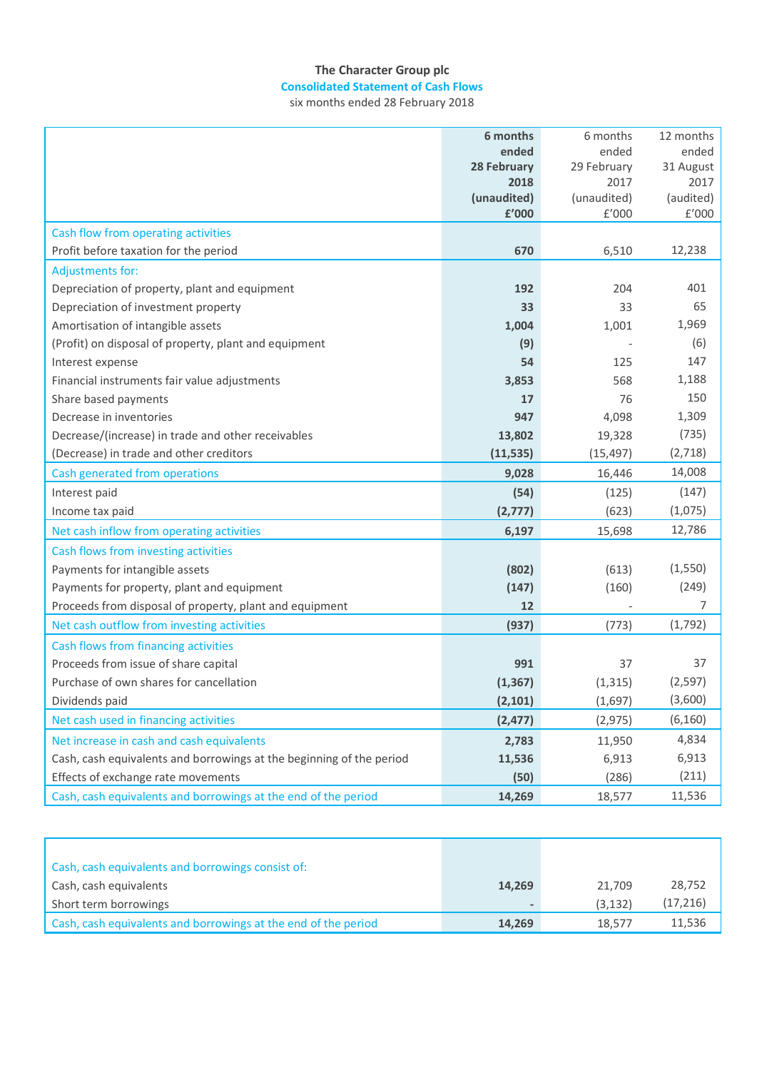# The Character Group plc

## Consolidated Statement of Cash Flows

six months ended 28 February 2018

| | **6 months ended 28 February 2018 (unaudited) £'000** | 6 months ended 29 February 2017 (unaudited) £'000 | 12 months ended 31 August 2017 (audited) £'000 |
|---|---|---|---|
| Cash flow from operating activities | | | |
| Profit before taxation for the period | **670** | 6,510 | 12,238 |
| Adjustments for: | | | |
| Depreciation of property, plant and equipment | **192** | 204 | 401 |
| Depreciation of investment property | **33** | 33 | 65 |
| Amortisation of intangible assets | **1,004** | 1,001 | 1,969 |
| (Profit) on disposal of property, plant and equipment | **(9)** | - | (6) |
| Interest expense | **54** | 125 | 147 |
| Financial instruments fair value adjustments | **3,853** | 568 | 1,188 |
| Share based payments | **17** | 76 | 150 |
| Decrease in inventories | **947** | 4,098 | 1,309 |
| Decrease/(increase) in trade and other receivables | **13,802** | 19,328 | (735) |
| (Decrease) in trade and other creditors | **(11,535)** | (15,497) | (2,718) |
| Cash generated from operations | **9,028** | 16,446 | 14,008 |
| Interest paid | **(54)** | (125) | (147) |
| Income tax paid | **(2,777)** | (623) | (1,075) |
| Net cash inflow from operating activities | **6,197** | 15,698 | 12,786 |
| Cash flows from investing activities | | | |
| Payments for intangible assets | **(802)** | (613) | (1,550) |
| Payments for property, plant and equipment | **(147)** | (160) | (249) |
| Proceeds from disposal of property, plant and equipment | **12** | - | 7 |
| Net cash outflow from investing activities | **(937)** | (773) | (1,792) |
| Cash flows from financing activities | | | |
| Proceeds from issue of share capital | **991** | 37 | 37 |
| Purchase of own shares for cancellation | **(1,367)** | (1,315) | (2,597) |
| Dividends paid | **(2,101)** | (1,697) | (3,600) |
| Net cash used in financing activities | **(2,477)** | (2,975) | (6,160) |
| Net increase in cash and cash equivalents | **2,783** | 11,950 | 4,834 |
| Cash, cash equivalents and borrowings at the beginning of the period | **11,536** | 6,913 | 6,913 |
| Effects of exchange rate movements | **(50)** | (286) | (211) |
| Cash, cash equivalents and borrowings at the end of the period | **14,269** | 18,577 | 11,536 |

| | | | |
|---|---|---|---|
| Cash, cash equivalents and borrowings consist of: | | | |
| Cash, cash equivalents | **14,269** | 21,709 | 28,752 |
| Short term borrowings | **-** | (3,132) | (17,216) |
| Cash, cash equivalents and borrowings at the end of the period | **14,269** | 18,577 | 11,536 |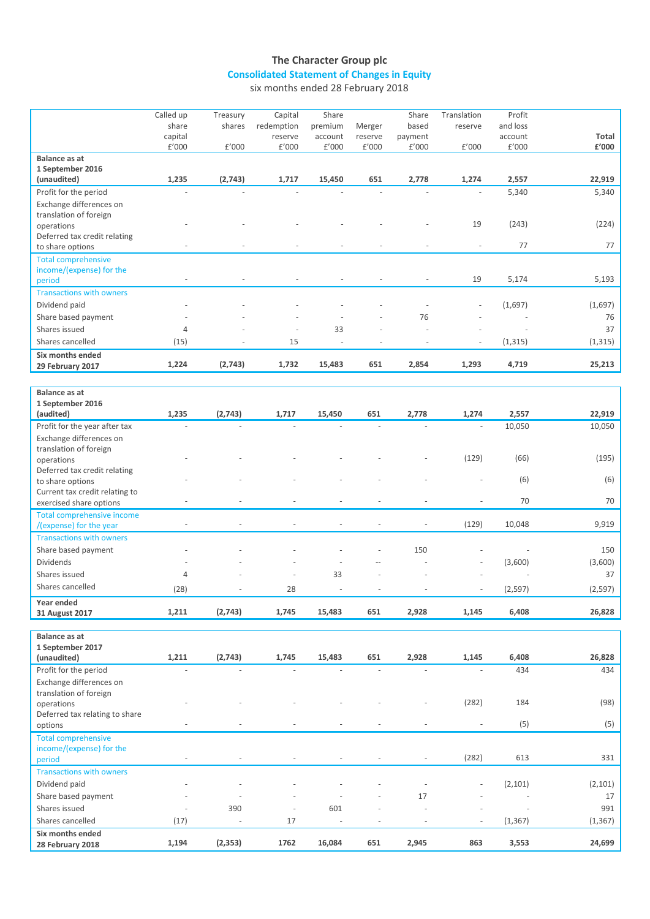# The Character Group plc

## Consolidated Statement of Changes in Equity

six months ended 28 February 2018

| | Called up share capital £'000 | Treasury shares £'000 | Capital redemption reserve £'000 | Share premium account £'000 | Merger reserve £'000 | Share based payment £'000 | Translation reserve £'000 | Profit and loss account £'000 | **Total £'000** |
|---|---|---|---|---|---|---|---|---|---|
| **Balance as at 1 September 2016 (unaudited)** | **1,235** | **(2,743)** | **1,717** | **15,450** | **651** | **2,778** | **1,274** | **2,557** | **22,919** |
| Profit for the period | - | - | - | - | - | - | - | 5,340 | 5,340 |
| Exchange differences on translation of foreign operations | - | - | - | - | - | - | 19 | (243) | (224) |
| Deferred tax credit relating to share options | - | - | - | - | - | - | - | 77 | 77 |
| Total comprehensive income/(expense) for the period | - | - | - | - | - | - | 19 | 5,174 | 5,193 |
| Transactions with owners | | | | | | | | | |
| Dividend paid | - | - | - | - | - | - | - | (1,697) | (1,697) |
| Share based payment | - | - | - | - | - | 76 | - | - | 76 |
| Shares issued | 4 | - | - | 33 | - | - | - | - | 37 |
| Shares cancelled | (15) | - | 15 | - | - | - | - | (1,315) | (1,315) |
| **Six months ended 29 February 2017** | **1,224** | **(2,743)** | **1,732** | **15,483** | **651** | **2,854** | **1,293** | **4,719** | **25,213** |
| | | | | | | | | | |
| **Balance as at 1 September 2016 (audited)** | **1,235** | **(2,743)** | **1,717** | **15,450** | **651** | **2,778** | **1,274** | **2,557** | **22,919** |
| Profit for the year after tax | - | - | - | - | - | - | - | 10,050 | 10,050 |
| Exchange differences on translation of foreign operations | - | - | - | - | - | - | (129) | (66) | (195) |
| Deferred tax credit relating to share options | - | - | - | - | - | - | - | (6) | (6) |
| Current tax credit relating to exercised share options | - | - | - | - | - | - | - | 70 | 70 |
| Total comprehensive income /(expense) for the year | - | - | - | - | - | - | (129) | 10,048 | 9,919 |
| Transactions with owners | | | | | | | | | |
| Share based payment | - | - | - | - | - | 150 | - | - | 150 |
| Dividends | - | - | - | - | -- | - | - | (3,600) | (3,600) |
| Shares issued | 4 | - | - | 33 | - | - | - | - | 37 |
| Shares cancelled | (28) | - | 28 | - | - | - | - | (2,597) | (2,597) |
| **Year ended 31 August 2017** | **1,211** | **(2,743)** | **1,745** | **15,483** | **651** | **2,928** | **1,145** | **6,408** | **26,828** |
| | | | | | | | | | |
| **Balance as at 1 September 2017 (unaudited)** | **1,211** | **(2,743)** | **1,745** | **15,483** | **651** | **2,928** | **1,145** | **6,408** | **26,828** |
| Profit for the period | - | - | - | - | - | - | - | 434 | 434 |
| Exchange differences on translation of foreign operations | - | - | - | - | - | - | (282) | 184 | (98) |
| Deferred tax relating to share options | - | - | - | - | - | - | - | (5) | (5) |
| Total comprehensive income/(expense) for the period | - | - | - | - | - | - | (282) | 613 | 331 |
| Transactions with owners | | | | | | | | | |
| Dividend paid | - | - | - | - | - | - | - | (2,101) | (2,101) |
| Share based payment | - | - | - | - | - | 17 | - | - | 17 |
| Shares issued | - | 390 | - | 601 | - | - | - | - | 991 |
| Shares cancelled | (17) | - | 17 | - | - | - | - | (1,367) | (1,367) |
| **Six months ended 28 February 2018** | **1,194** | **(2,353)** | **1762** | **16,084** | **651** | **2,945** | **863** | **3,553** | **24,699** |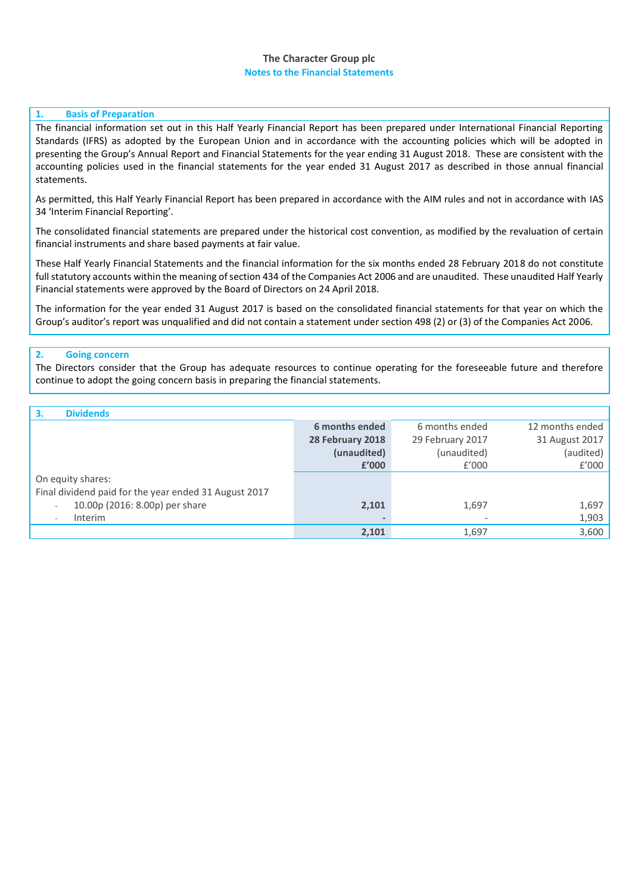# The Character Group plc

## Notes to the Financial Statements

### 1. Basis of Preparation

The financial information set out in this Half Yearly Financial Report has been prepared under International Financial Reporting Standards (IFRS) as adopted by the European Union and in accordance with the accounting policies which will be adopted in presenting the Group's Annual Report and Financial Statements for the year ending 31 August 2018. These are consistent with the accounting policies used in the financial statements for the year ended 31 August 2017 as described in those annual financial statements.

As permitted, this Half Yearly Financial Report has been prepared in accordance with the AIM rules and not in accordance with IAS 34 'Interim Financial Reporting'.

The consolidated financial statements are prepared under the historical cost convention, as modified by the revaluation of certain financial instruments and share based payments at fair value.

These Half Yearly Financial Statements and the financial information for the six months ended 28 February 2018 do not constitute full statutory accounts within the meaning of section 434 of the Companies Act 2006 and are unaudited. These unaudited Half Yearly Financial statements were approved by the Board of Directors on 24 April 2018.

The information for the year ended 31 August 2017 is based on the consolidated financial statements for that year on which the Group's auditor's report was unqualified and did not contain a statement under section 498 (2) or (3) of the Companies Act 2006.

### 2. Going concern

The Directors consider that the Group has adequate resources to continue operating for the foreseeable future and therefore continue to adopt the going concern basis in preparing the financial statements.

### 3. Dividends

| | **6 months ended 28 February 2018 (unaudited) £'000** | 6 months ended 29 February 2017 (unaudited) £'000 | 12 months ended 31 August 2017 (audited) £'000 |
|---|---|---|---|
| On equity shares: | | | |
| Final dividend paid for the year ended 31 August 2017 | | | |
| - 10.00p (2016: 8.00p) per share | **2,101** | 1,697 | 1,697 |
| - Interim | **-** | - | 1,903 |
| | **2,101** | 1,697 | 3,600 |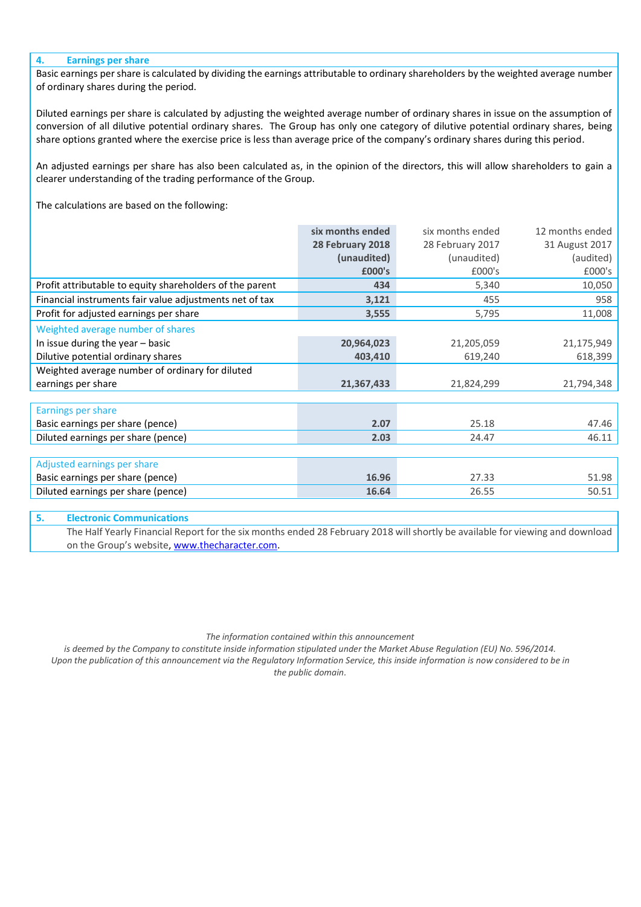## 4. Earnings per share

Basic earnings per share is calculated by dividing the earnings attributable to ordinary shareholders by the weighted average number of ordinary shares during the period.

Diluted earnings per share is calculated by adjusting the weighted average number of ordinary shares in issue on the assumption of conversion of all dilutive potential ordinary shares. The Group has only one category of dilutive potential ordinary shares, being share options granted where the exercise price is less than average price of the company's ordinary shares during this period.

An adjusted earnings per share has also been calculated as, in the opinion of the directors, this will allow shareholders to gain a clearer understanding of the trading performance of the Group.

The calculations are based on the following:

| | **six months ended 28 February 2018 (unaudited) £000's** | six months ended 28 February 2017 (unaudited) £000's | 12 months ended 31 August 2017 (audited) £000's |
|---|---|---|---|
| Profit attributable to equity shareholders of the parent | **434** | 5,340 | 10,050 |
| Financial instruments fair value adjustments net of tax | **3,121** | 455 | 958 |
| Profit for adjusted earnings per share | **3,555** | 5,795 | 11,008 |
| Weighted average number of shares | | | |
| In issue during the year – basic | **20,964,023** | 21,205,059 | 21,175,949 |
| Dilutive potential ordinary shares | **403,410** | 619,240 | 618,399 |
| Weighted average number of ordinary for diluted earnings per share | **21,367,433** | 21,824,299 | 21,794,348 |
| Earnings per share | | | |
| Basic earnings per share (pence) | **2.07** | 25.18 | 47.46 |
| Diluted earnings per share (pence) | **2.03** | 24.47 | 46.11 |
| Adjusted earnings per share | | | |
| Basic earnings per share (pence) | **16.96** | 27.33 | 51.98 |
| Diluted earnings per share (pence) | **16.64** | 26.55 | 50.51 |

## 5. Electronic Communications

The Half Yearly Financial Report for the six months ended 28 February 2018 will shortly be available for viewing and download on the Group's website, [www.thecharacter.com](http://www.thecharacter.com).

*The information contained within this announcement is deemed by the Company to constitute inside information stipulated under the Market Abuse Regulation (EU) No. 596/2014. Upon the publication of this announcement via the Regulatory Information Service, this inside information is now considered to be in the public domain.*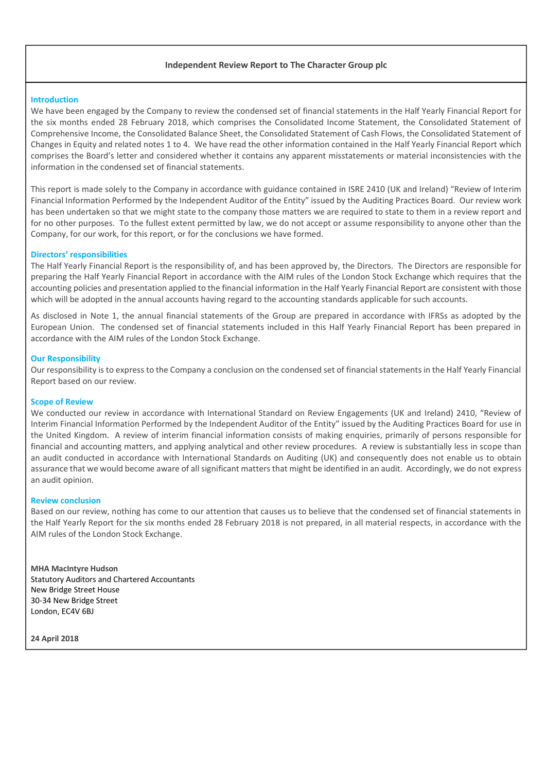## Independent Review Report to The Character Group plc

### Introduction

We have been engaged by the Company to review the condensed set of financial statements in the Half Yearly Financial Report for the six months ended 28 February 2018, which comprises the Consolidated Income Statement, the Consolidated Statement of Comprehensive Income, the Consolidated Balance Sheet, the Consolidated Statement of Cash Flows, the Consolidated Statement of Changes in Equity and related notes 1 to 4. We have read the other information contained in the Half Yearly Financial Report which comprises the Board's letter and considered whether it contains any apparent misstatements or material inconsistencies with the information in the condensed set of financial statements.

This report is made solely to the Company in accordance with guidance contained in ISRE 2410 (UK and Ireland) "Review of Interim Financial Information Performed by the Independent Auditor of the Entity" issued by the Auditing Practices Board. Our review work has been undertaken so that we might state to the company those matters we are required to state to them in a review report and for no other purposes. To the fullest extent permitted by law, we do not accept or assume responsibility to anyone other than the Company, for our work, for this report, or for the conclusions we have formed.

### Directors' responsibilities

The Half Yearly Financial Report is the responsibility of, and has been approved by, the Directors. The Directors are responsible for preparing the Half Yearly Financial Report in accordance with the AIM rules of the London Stock Exchange which requires that the accounting policies and presentation applied to the financial information in the Half Yearly Financial Report are consistent with those which will be adopted in the annual accounts having regard to the accounting standards applicable for such accounts.

As disclosed in Note 1, the annual financial statements of the Group are prepared in accordance with IFRSs as adopted by the European Union. The condensed set of financial statements included in this Half Yearly Financial Report has been prepared in accordance with the AIM rules of the London Stock Exchange.

### Our Responsibility

Our responsibility is to express to the Company a conclusion on the condensed set of financial statements in the Half Yearly Financial Report based on our review.

### Scope of Review

We conducted our review in accordance with International Standard on Review Engagements (UK and Ireland) 2410, "Review of Interim Financial Information Performed by the Independent Auditor of the Entity" issued by the Auditing Practices Board for use in the United Kingdom. A review of interim financial information consists of making enquiries, primarily of persons responsible for financial and accounting matters, and applying analytical and other review procedures. A review is substantially less in scope than an audit conducted in accordance with International Standards on Auditing (UK) and consequently does not enable us to obtain assurance that we would become aware of all significant matters that might be identified in an audit. Accordingly, we do not express an audit opinion.

### Review conclusion

Based on our review, nothing has come to our attention that causes us to believe that the condensed set of financial statements in the Half Yearly Report for the six months ended 28 February 2018 is not prepared, in all material respects, in accordance with the AIM rules of the London Stock Exchange.

**MHA MacIntyre Hudson**
Statutory Auditors and Chartered Accountants
New Bridge Street House
30-34 New Bridge Street
London, EC4V 6BJ

**24 April 2018**